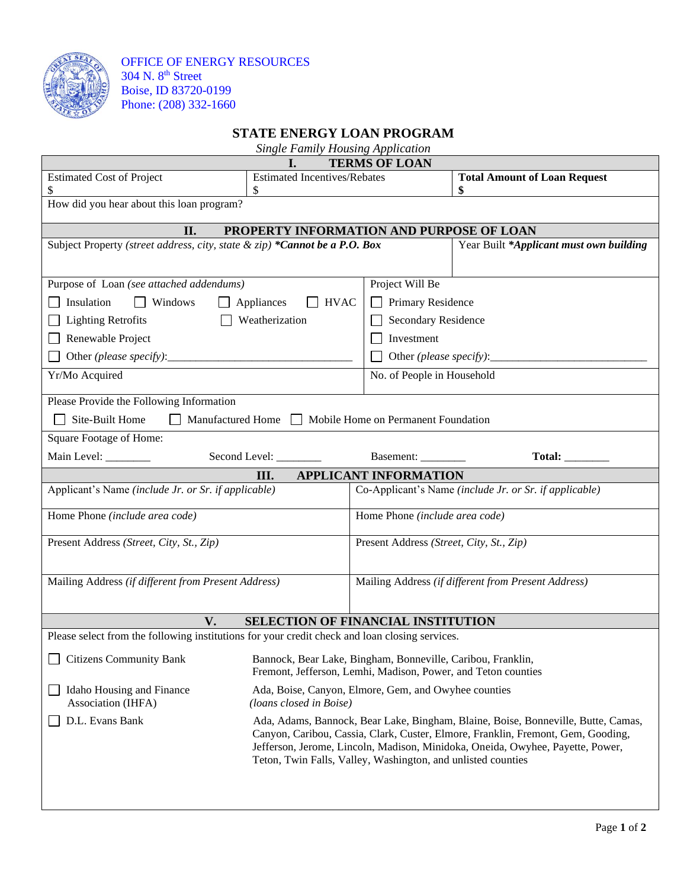OFFICE OF ENERGY RESOURCES
304 N. 8th Street
Boise, ID 83720-0199
Phone: (208) 332-1660

# STATE ENERGY LOAN PROGRAM

*Single Family Housing Application*

## I. TERMS OF LOAN

| Estimated Cost of Project | Estimated Incentives/Rebates | **Total Amount of Loan Request** |
|---|---|---|
| $ | $ | **$** |

How did you hear about this loan program?

## II. PROPERTY INFORMATION AND PURPOSE OF LOAN

| Subject Property *(street address, city, state & zip)* ***Cannot be a P.O. Box** | Year Built ***Applicant must own building** |
|---|---|
| | |

| Purpose of Loan *(see attached addendums)* | Project Will Be |
|---|---|
| ☐ Insulation ☐ Windows ☐ Appliances ☐ HVAC | ☐ Primary Residence |
| ☐ Lighting Retrofits ☐ Weatherization | ☐ Secondary Residence |
| ☐ Renewable Project | ☐ Investment |
| ☐ Other *(please specify)*:________________________________ | ☐ Other *(please specify)*:___________________________ |
| Yr/Mo Acquired | No. of People in Household |

Please Provide the Following Information

☐ Site-Built Home ☐ Manufactured Home ☐ Mobile Home on Permanent Foundation

Square Footage of Home:

Main Level: ________ Second Level: ________ Basement: ________ **Total:** ________

## III. APPLICANT INFORMATION

| Applicant's Name *(include Jr. or Sr. if applicable)* | Co-Applicant's Name *(include Jr. or Sr. if applicable)* |
|---|---|
| Home Phone *(include area code)* | Home Phone *(include area code)* |
| Present Address *(Street, City, St., Zip)* | Present Address *(Street, City, St., Zip)* |
| Mailing Address *(if different from Present Address)* | Mailing Address *(if different from Present Address)* |

## V. SELECTION OF FINANCIAL INSTITUTION

Please select from the following institutions for your credit check and loan closing services.

| Institution | Counties |
|---|---|
| ☐ Citizens Community Bank | Bannock, Bear Lake, Bingham, Bonneville, Caribou, Franklin, Fremont, Jefferson, Lemhi, Madison, Power, and Teton counties |
| ☐ Idaho Housing and Finance Association (IHFA) | Ada, Boise, Canyon, Elmore, Gem, and Owyhee counties *(loans closed in Boise)* |
| ☐ D.L. Evans Bank | Ada, Adams, Bannock, Bear Lake, Bingham, Blaine, Boise, Bonneville, Butte, Camas, Canyon, Caribou, Cassia, Clark, Custer, Elmore, Franklin, Fremont, Gem, Gooding, Jefferson, Jerome, Lincoln, Madison, Minidoka, Oneida, Owyhee, Payette, Power, Teton, Twin Falls, Valley, Washington, and unlisted counties |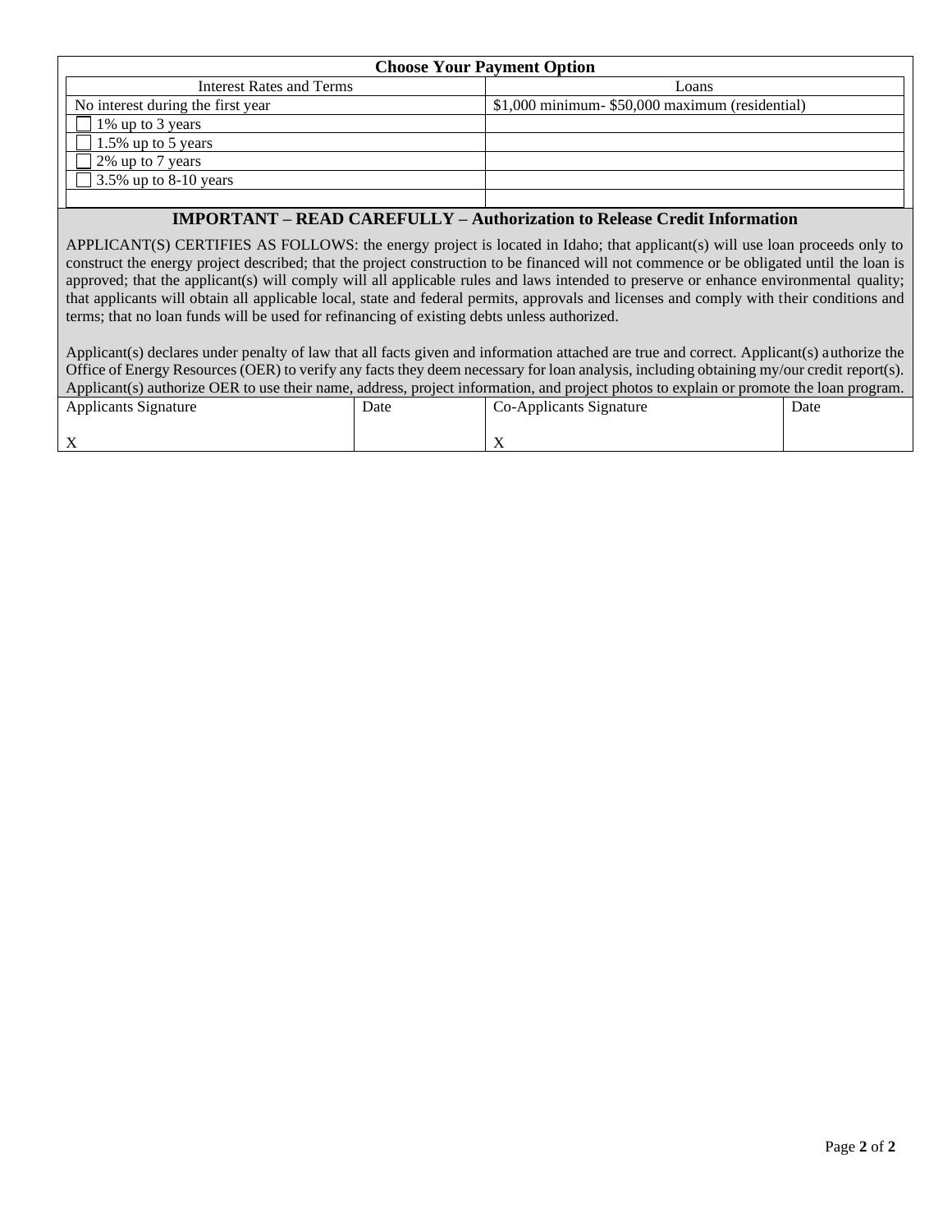| Choose Your Payment Option | |
|---|---|
| Interest Rates and Terms | Loans |
| No interest during the first year | $1,000 minimum- $50,000 maximum (residential) |
| ☐ 1% up to 3 years | |
| ☐ 1.5% up to 5 years | |
| ☐ 2% up to 7 years | |
| ☐ 3.5% up to 8-10 years | |
| | |

### IMPORTANT – READ CAREFULLY – Authorization to Release Credit Information

APPLICANT(S) CERTIFIES AS FOLLOWS: the energy project is located in Idaho; that applicant(s) will use loan proceeds only to construct the energy project described; that the project construction to be financed will not commence or be obligated until the loan is approved; that the applicant(s) will comply will all applicable rules and laws intended to preserve or enhance environmental quality; that applicants will obtain all applicable local, state and federal permits, approvals and licenses and comply with their conditions and terms; that no loan funds will be used for refinancing of existing debts unless authorized.

Applicant(s) declares under penalty of law that all facts given and information attached are true and correct. Applicant(s) authorize the Office of Energy Resources (OER) to verify any facts they deem necessary for loan analysis, including obtaining my/our credit report(s). Applicant(s) authorize OER to use their name, address, project information, and project photos to explain or promote the loan program.

| Applicants Signature | Date | Co-Applicants Signature | Date |
|---|---|---|---|
| X | | X | |